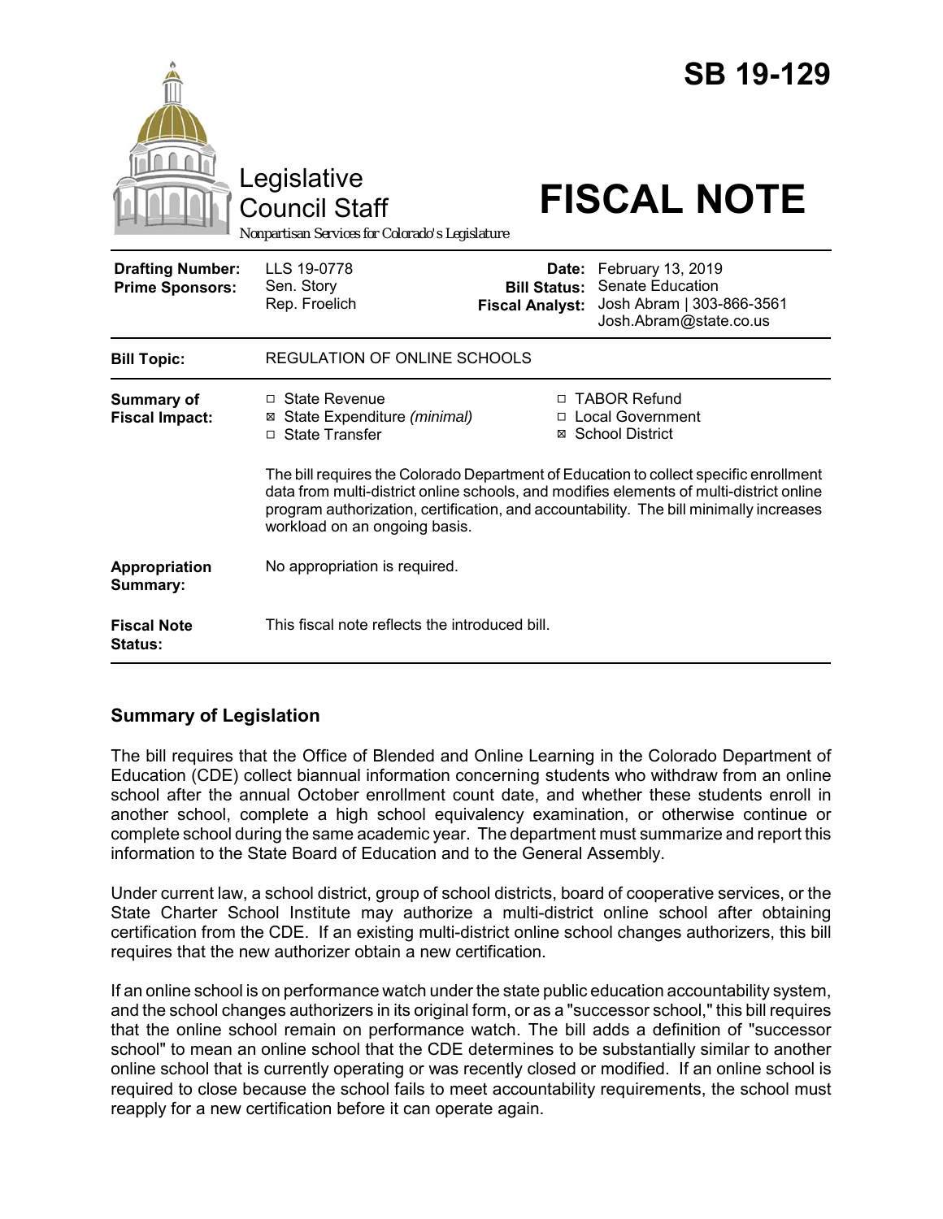# SB 19-129

Legislative Council Staff

Nonpartisan Services for Colorado's Legislature

# FISCAL NOTE

| | | | |
|---|---|---|---|
| **Drafting Number:** | LLS 19-0778 | **Date:** | February 13, 2019 |
| **Prime Sponsors:** | Sen. Story<br>Rep. Froelich | **Bill Status:** | Senate Education |
| | | **Fiscal Analyst:** | Josh Abram \| 303-866-3561<br>Josh.Abram@state.co.us |

| | |
|---|---|
| **Bill Topic:** | REGULATION OF ONLINE SCHOOLS |
| **Summary of Fiscal Impact:** | ☐ State Revenue<br>☒ State Expenditure *(minimal)*<br>☐ State Transfer<br>☐ TABOR Refund<br>☐ Local Government<br>☒ School District<br><br>The bill requires the Colorado Department of Education to collect specific enrollment data from multi-district online schools, and modifies elements of multi-district online program authorization, certification, and accountability. The bill minimally increases workload on an ongoing basis. |
| **Appropriation Summary:** | No appropriation is required. |
| **Fiscal Note Status:** | This fiscal note reflects the introduced bill. |

## Summary of Legislation

The bill requires that the Office of Blended and Online Learning in the Colorado Department of Education (CDE) collect biannual information concerning students who withdraw from an online school after the annual October enrollment count date, and whether these students enroll in another school, complete a high school equivalency examination, or otherwise continue or complete school during the same academic year. The department must summarize and report this information to the State Board of Education and to the General Assembly.

Under current law, a school district, group of school districts, board of cooperative services, or the State Charter School Institute may authorize a multi-district online school after obtaining certification from the CDE. If an existing multi-district online school changes authorizers, this bill requires that the new authorizer obtain a new certification.

If an online school is on performance watch under the state public education accountability system, and the school changes authorizers in its original form, or as a "successor school," this bill requires that the online school remain on performance watch. The bill adds a definition of "successor school" to mean an online school that the CDE determines to be substantially similar to another online school that is currently operating or was recently closed or modified. If an online school is required to close because the school fails to meet accountability requirements, the school must reapply for a new certification before it can operate again.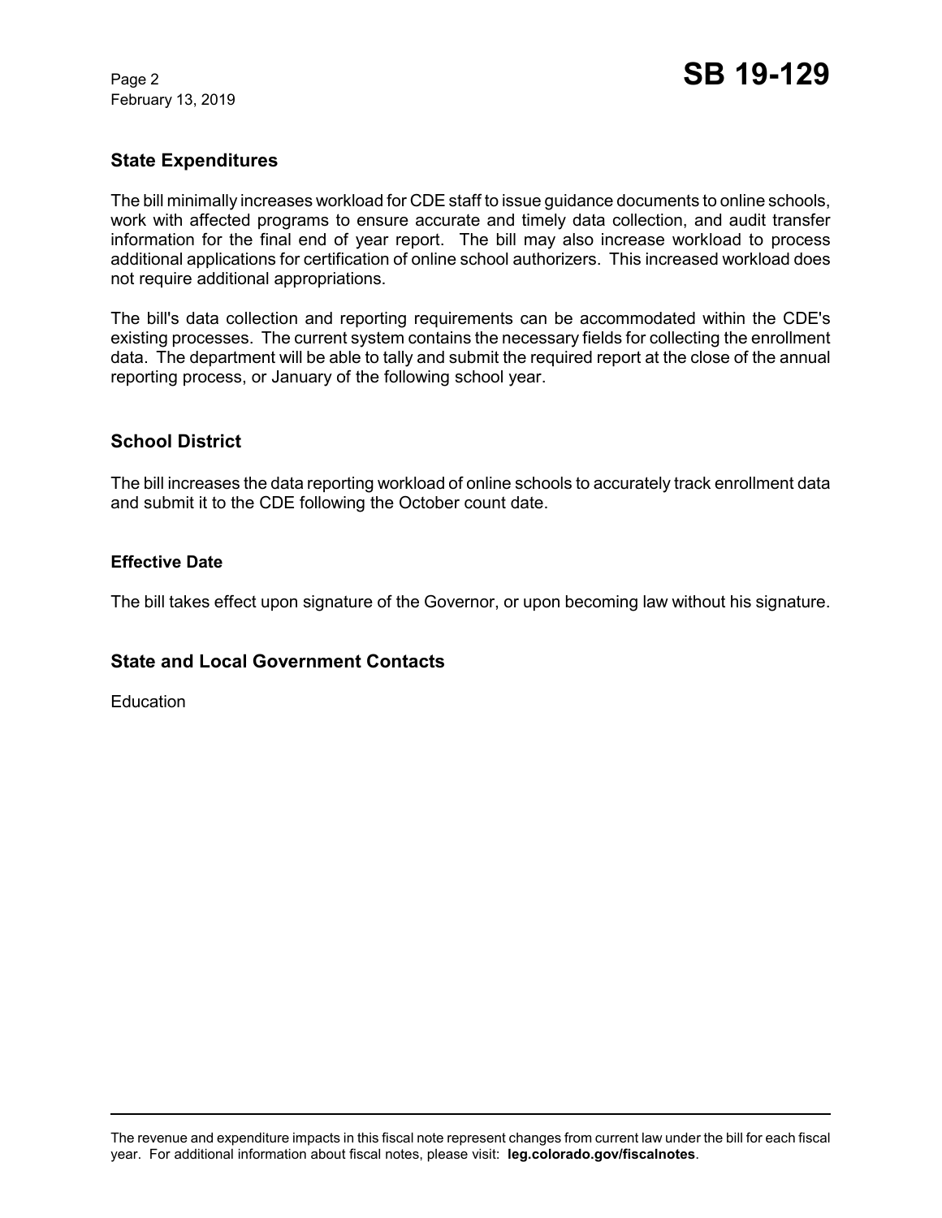## State Expenditures

The bill minimally increases workload for CDE staff to issue guidance documents to online schools, work with affected programs to ensure accurate and timely data collection, and audit transfer information for the final end of year report. The bill may also increase workload to process additional applications for certification of online school authorizers. This increased workload does not require additional appropriations.

The bill's data collection and reporting requirements can be accommodated within the CDE's existing processes. The current system contains the necessary fields for collecting the enrollment data. The department will be able to tally and submit the required report at the close of the annual reporting process, or January of the following school year.

## School District

The bill increases the data reporting workload of online schools to accurately track enrollment data and submit it to the CDE following the October count date.

### Effective Date

The bill takes effect upon signature of the Governor, or upon becoming law without his signature.

## State and Local Government Contacts

Education

The revenue and expenditure impacts in this fiscal note represent changes from current law under the bill for each fiscal year. For additional information about fiscal notes, please visit: **leg.colorado.gov/fiscalnotes**.